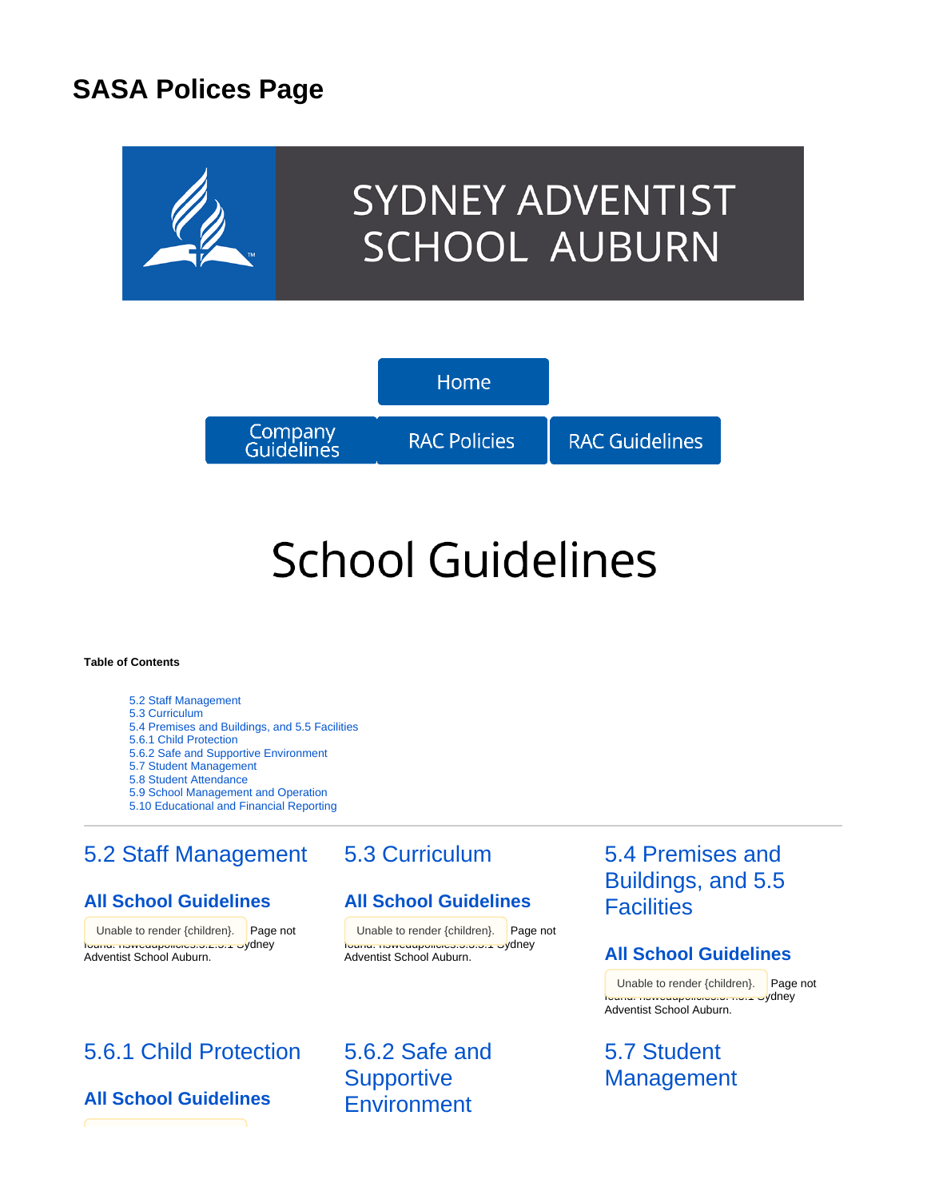# SASA Polices Page

SYDNEY ADVENTIST SCHOOL AUBURN

Home

Company Guidelines | RAC Policies | RAC Guidelines

# School Guidelines

**Table of Contents**

- 5.2 Staff Management
- 5.3 Curriculum
- 5.4 Premises and Buildings, and 5.5 Facilities
- 5.6.1 Child Protection
- 5.6.2 Safe and Supportive Environment
- 5.7 Student Management
- 5.8 Student Attendance
- 5.9 School Management and Operation
- 5.10 Educational and Financial Reporting

---

## 5.2 Staff Management

### All School Guidelines

Unable to render {children}. Page not found: nsweducpolicies:5.2.5.1 Sydney Adventist School Auburn.

## 5.3 Curriculum

### All School Guidelines

Unable to render {children}. Page not found: nsweducpolicies:5.3.5.1 Sydney Adventist School Auburn.

## 5.4 Premises and Buildings, and 5.5 Facilities

### All School Guidelines

Unable to render {children}. Page not found: nsweducpolicies:5.4.5.1 Sydney Adventist School Auburn.

## 5.6.1 Child Protection

### All School Guidelines

## 5.6.2 Safe and Supportive Environment

## 5.7 Student Management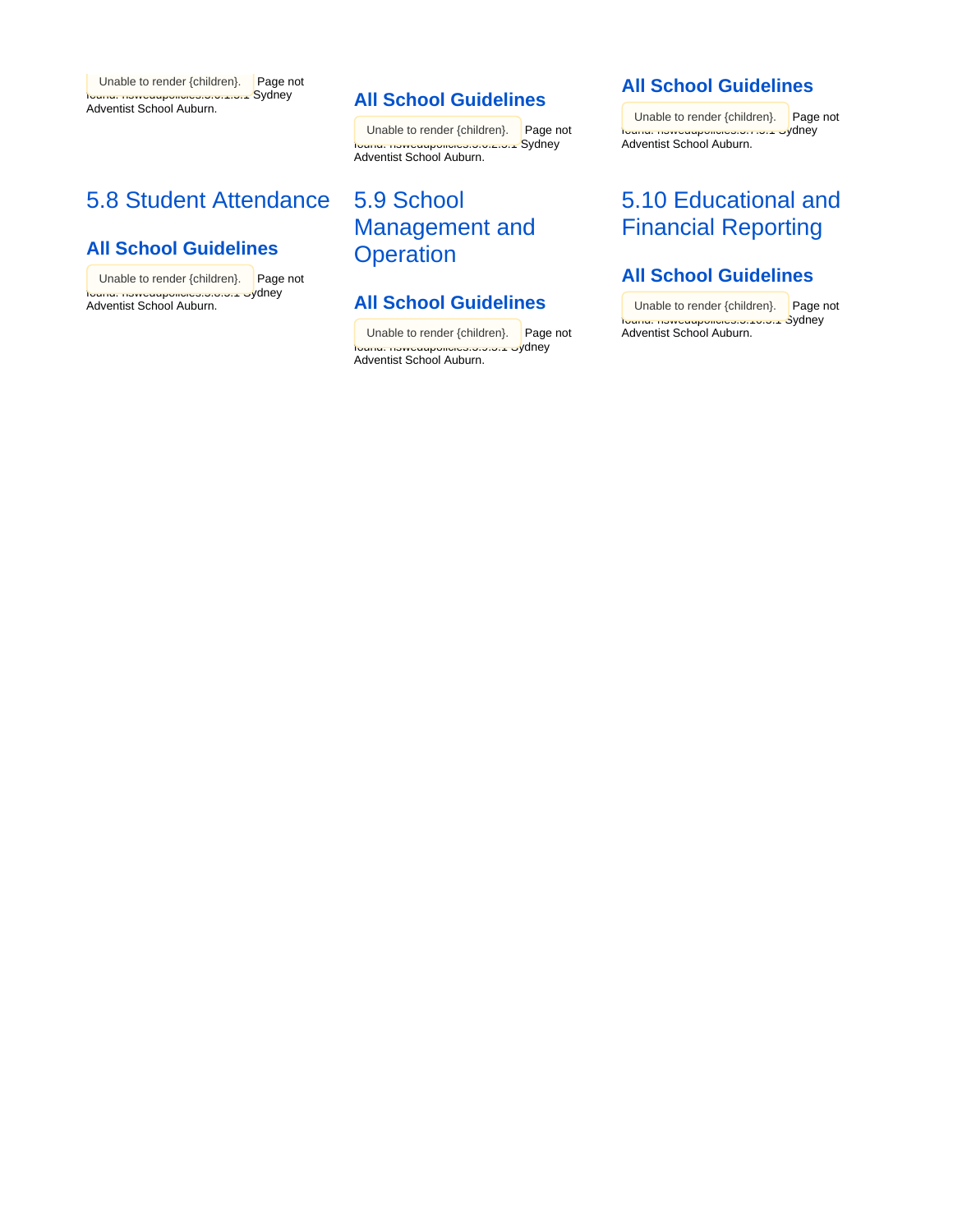Unable to render {children}. Page not found: nswedupolicies:5.6.1.5.1 Sydney Adventist School Auburn.

## All School Guidelines

Unable to render {children}. Page not found: nswedupolicies:5.6.2.5.1 Sydney Adventist School Auburn.

## All School Guidelines

Unable to render {children}. Page not found: nswedupolicies:5.7.5.1 Sydney Adventist School Auburn.

# 5.8 Student Attendance

## All School Guidelines

Unable to render {children}. Page not found: nswedupolicies:5.8.5.1 Sydney Adventist School Auburn.

# 5.9 School Management and Operation

## All School Guidelines

Unable to render {children}. Page not found: nswedupolicies:5.9.5.1 Sydney Adventist School Auburn.

# 5.10 Educational and Financial Reporting

## All School Guidelines

Unable to render {children}. Page not found: nswedupolicies:5.10.5.1 Sydney Adventist School Auburn.